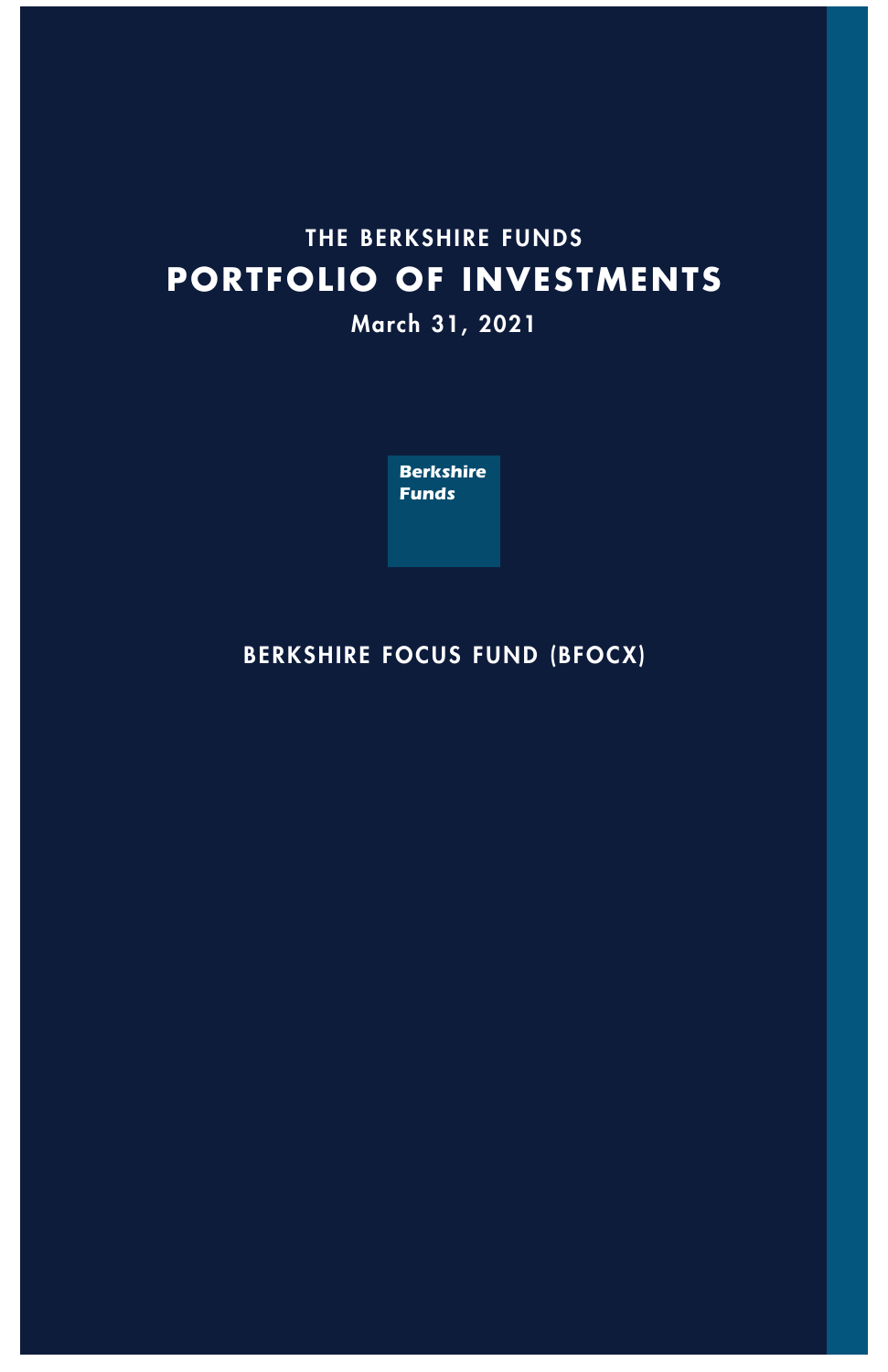THE BERKSHIRE FUNDS

# PORTFOLIO OF INVESTMENTS

March 31, 2021

**Berkshire Funds**

## BERKSHIRE FOCUS FUND (BFOCX)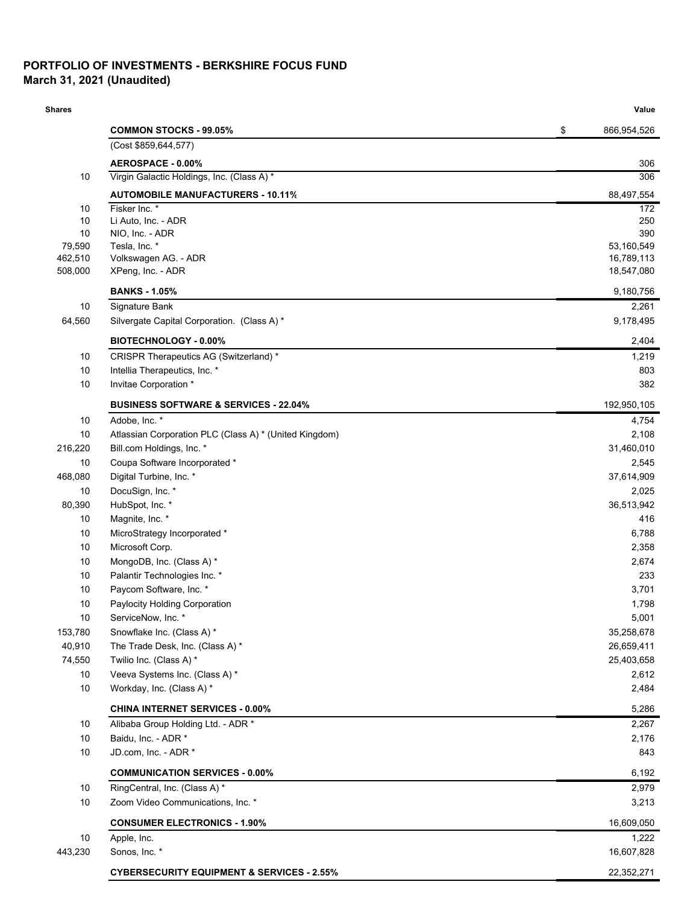**PORTFOLIO OF INVESTMENTS - BERKSHIRE FOCUS FUND**
**March 31, 2021 (Unaudited)**

| Shares | | Value |
|---|---|---|
| | **COMMON STOCKS - 99.05%** | $ 866,954,526 |
| | (Cost $859,644,577) | |
| | **AEROSPACE - 0.00%** | 306 |
| 10 | Virgin Galactic Holdings, Inc. (Class A) * | 306 |
| | **AUTOMOBILE MANUFACTURERS - 10.11%** | 88,497,554 |
| 10 | Fisker Inc. * | 172 |
| 10 | Li Auto, Inc. - ADR | 250 |
| 10 | NIO, Inc. - ADR | 390 |
| 79,590 | Tesla, Inc. * | 53,160,549 |
| 462,510 | Volkswagen AG. - ADR | 16,789,113 |
| 508,000 | XPeng, Inc. - ADR | 18,547,080 |
| | **BANKS - 1.05%** | 9,180,756 |
| 10 | Signature Bank | 2,261 |
| 64,560 | Silvergate Capital Corporation. (Class A) * | 9,178,495 |
| | **BIOTECHNOLOGY - 0.00%** | 2,404 |
| 10 | CRISPR Therapeutics AG (Switzerland) * | 1,219 |
| 10 | Intellia Therapeutics, Inc. * | 803 |
| 10 | Invitae Corporation * | 382 |
| | **BUSINESS SOFTWARE & SERVICES - 22.04%** | 192,950,105 |
| 10 | Adobe, Inc. * | 4,754 |
| 10 | Atlassian Corporation PLC (Class A) * (United Kingdom) | 2,108 |
| 216,220 | Bill.com Holdings, Inc. * | 31,460,010 |
| 10 | Coupa Software Incorporated * | 2,545 |
| 468,080 | Digital Turbine, Inc. * | 37,614,909 |
| 10 | DocuSign, Inc. * | 2,025 |
| 80,390 | HubSpot, Inc. * | 36,513,942 |
| 10 | Magnite, Inc. * | 416 |
| 10 | MicroStrategy Incorporated * | 6,788 |
| 10 | Microsoft Corp. | 2,358 |
| 10 | MongoDB, Inc. (Class A) * | 2,674 |
| 10 | Palantir Technologies Inc. * | 233 |
| 10 | Paycom Software, Inc. * | 3,701 |
| 10 | Paylocity Holding Corporation | 1,798 |
| 10 | ServiceNow, Inc. * | 5,001 |
| 153,780 | Snowflake Inc. (Class A) * | 35,258,678 |
| 40,910 | The Trade Desk, Inc. (Class A) * | 26,659,411 |
| 74,550 | Twilio Inc. (Class A) * | 25,403,658 |
| 10 | Veeva Systems Inc. (Class A) * | 2,612 |
| 10 | Workday, Inc. (Class A) * | 2,484 |
| | **CHINA INTERNET SERVICES - 0.00%** | 5,286 |
| 10 | Alibaba Group Holding Ltd. - ADR * | 2,267 |
| 10 | Baidu, Inc. - ADR * | 2,176 |
| 10 | JD.com, Inc. - ADR * | 843 |
| | **COMMUNICATION SERVICES - 0.00%** | 6,192 |
| 10 | RingCentral, Inc. (Class A) * | 2,979 |
| 10 | Zoom Video Communications, Inc. * | 3,213 |
| | **CONSUMER ELECTRONICS - 1.90%** | 16,609,050 |
| 10 | Apple, Inc. | 1,222 |
| 443,230 | Sonos, Inc. * | 16,607,828 |
| | **CYBERSECURITY EQUIPMENT & SERVICES - 2.55%** | 22,352,271 |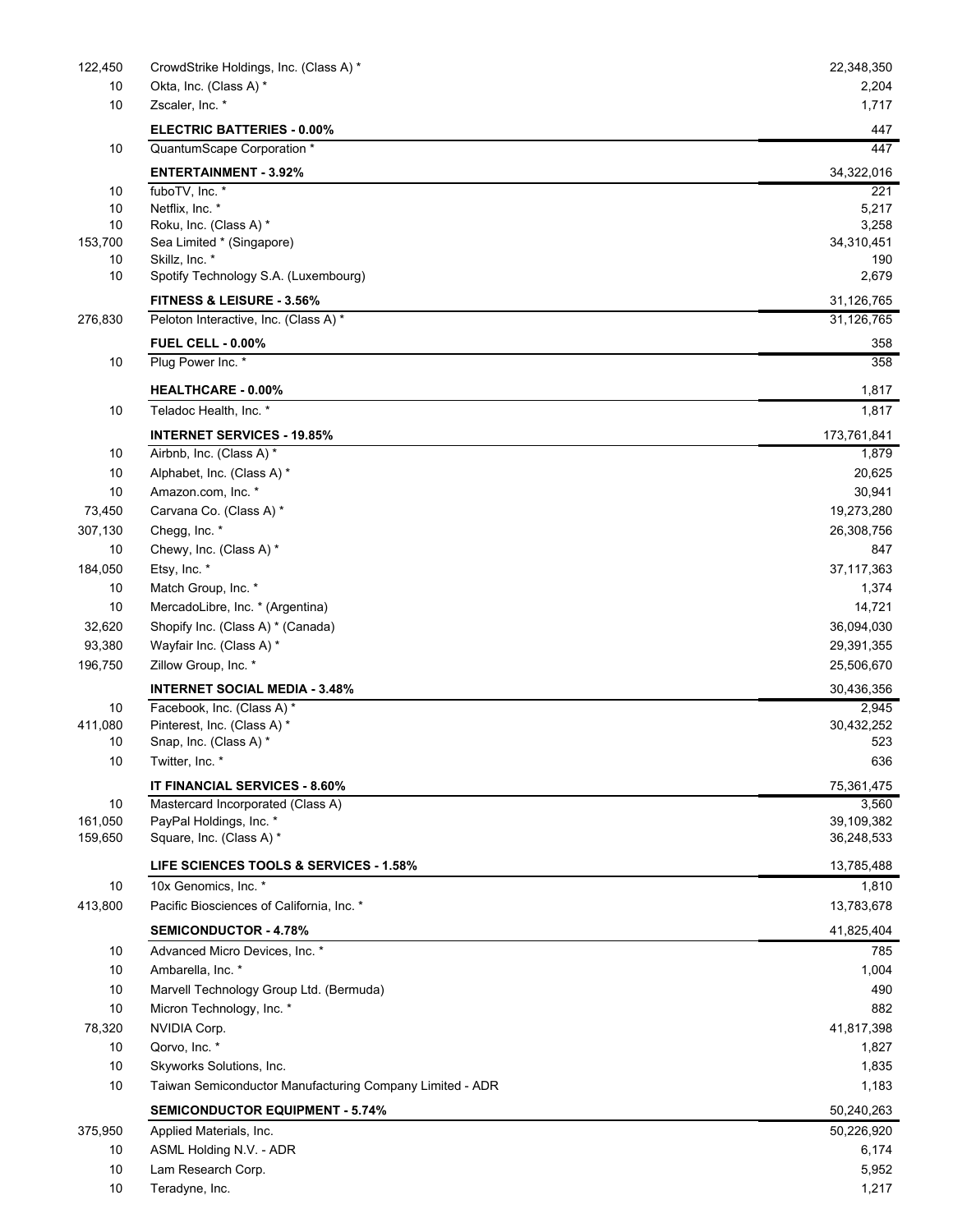| Shares | Description | Value |
|---|---|---|
| 122,450 | CrowdStrike Holdings, Inc. (Class A) * | 22,348,350 |
| 10 | Okta, Inc. (Class A) * | 2,204 |
| 10 | Zscaler, Inc. * | 1,717 |
| | **ELECTRIC BATTERIES - 0.00%** | 447 |
| 10 | QuantumScape Corporation * | 447 |
| | **ENTERTAINMENT - 3.92%** | 34,322,016 |
| 10 | fuboTV, Inc. * | 221 |
| 10 | Netflix, Inc. * | 5,217 |
| 10 | Roku, Inc. (Class A) * | 3,258 |
| 153,700 | Sea Limited * (Singapore) | 34,310,451 |
| 10 | Skillz, Inc. * | 190 |
| 10 | Spotify Technology S.A. (Luxembourg) | 2,679 |
| | **FITNESS & LEISURE - 3.56%** | 31,126,765 |
| 276,830 | Peloton Interactive, Inc. (Class A) * | 31,126,765 |
| | **FUEL CELL - 0.00%** | 358 |
| 10 | Plug Power Inc. * | 358 |
| | **HEALTHCARE - 0.00%** | 1,817 |
| 10 | Teladoc Health, Inc. * | 1,817 |
| | **INTERNET SERVICES - 19.85%** | 173,761,841 |
| 10 | Airbnb, Inc. (Class A) * | 1,879 |
| 10 | Alphabet, Inc. (Class A) * | 20,625 |
| 10 | Amazon.com, Inc. * | 30,941 |
| 73,450 | Carvana Co. (Class A) * | 19,273,280 |
| 307,130 | Chegg, Inc. * | 26,308,756 |
| 10 | Chewy, Inc. (Class A) * | 847 |
| 184,050 | Etsy, Inc. * | 37,117,363 |
| 10 | Match Group, Inc. * | 1,374 |
| 10 | MercadoLibre, Inc. * (Argentina) | 14,721 |
| 32,620 | Shopify Inc. (Class A) * (Canada) | 36,094,030 |
| 93,380 | Wayfair Inc. (Class A) * | 29,391,355 |
| 196,750 | Zillow Group, Inc. * | 25,506,670 |
| | **INTERNET SOCIAL MEDIA - 3.48%** | 30,436,356 |
| 10 | Facebook, Inc. (Class A) * | 2,945 |
| 411,080 | Pinterest, Inc. (Class A) * | 30,432,252 |
| 10 | Snap, Inc. (Class A) * | 523 |
| 10 | Twitter, Inc. * | 636 |
| | **IT FINANCIAL SERVICES - 8.60%** | 75,361,475 |
| 10 | Mastercard Incorporated (Class A) | 3,560 |
| 161,050 | PayPal Holdings, Inc. * | 39,109,382 |
| 159,650 | Square, Inc. (Class A) * | 36,248,533 |
| | **LIFE SCIENCES TOOLS & SERVICES - 1.58%** | 13,785,488 |
| 10 | 10x Genomics, Inc. * | 1,810 |
| 413,800 | Pacific Biosciences of California, Inc. * | 13,783,678 |
| | **SEMICONDUCTOR - 4.78%** | 41,825,404 |
| 10 | Advanced Micro Devices, Inc. * | 785 |
| 10 | Ambarella, Inc. * | 1,004 |
| 10 | Marvell Technology Group Ltd. (Bermuda) | 490 |
| 10 | Micron Technology, Inc. * | 882 |
| 78,320 | NVIDIA Corp. | 41,817,398 |
| 10 | Qorvo, Inc. * | 1,827 |
| 10 | Skyworks Solutions, Inc. | 1,835 |
| 10 | Taiwan Semiconductor Manufacturing Company Limited - ADR | 1,183 |
| | **SEMICONDUCTOR EQUIPMENT - 5.74%** | 50,240,263 |
| 375,950 | Applied Materials, Inc. | 50,226,920 |
| 10 | ASML Holding N.V. - ADR | 6,174 |
| 10 | Lam Research Corp. | 5,952 |
| 10 | Teradyne, Inc. | 1,217 |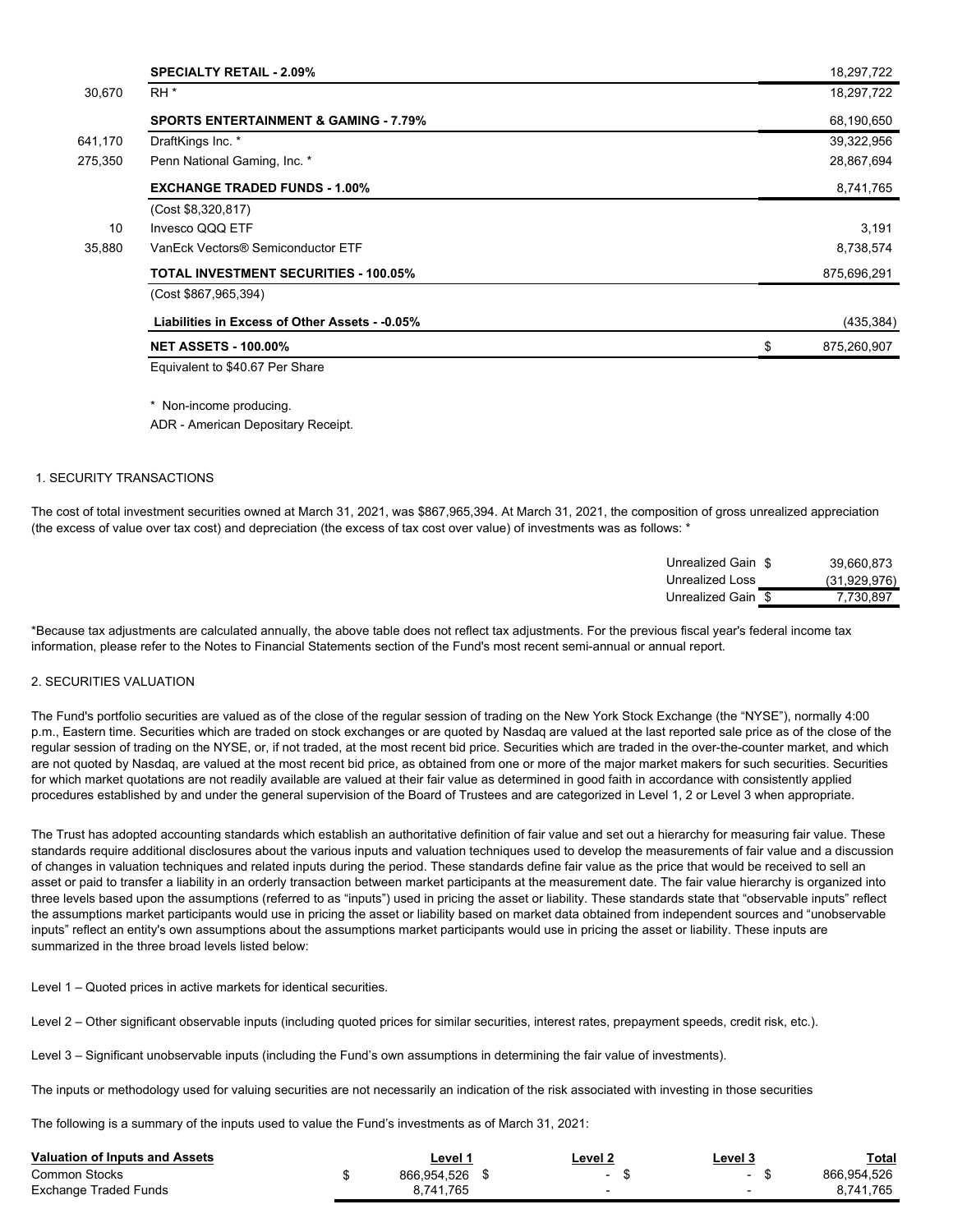| Shares | Description | Value |
|---|---|---|
| | **SPECIALTY RETAIL - 2.09%** | 18,297,722 |
| 30,670 | RH * | 18,297,722 |
| | **SPORTS ENTERTAINMENT & GAMING - 7.79%** | 68,190,650 |
| 641,170 | DraftKings Inc. * | 39,322,956 |
| 275,350 | Penn National Gaming, Inc. * | 28,867,694 |
| | **EXCHANGE TRADED FUNDS - 1.00%** | 8,741,765 |
| | (Cost $8,320,817) | |
| 10 | Invesco QQQ ETF | 3,191 |
| 35,880 | VanEck Vectors® Semiconductor ETF | 8,738,574 |
| | **TOTAL INVESTMENT SECURITIES - 100.05%** | 875,696,291 |
| | (Cost $867,965,394) | |
| | **Liabilities in Excess of Other Assets - -0.05%** | (435,384) |
| | **NET ASSETS - 100.00%** | $ 875,260,907 |
| | Equivalent to $40.67 Per Share | |

\* Non-income producing.

ADR - American Depositary Receipt.

1. SECURITY TRANSACTIONS

The cost of total investment securities owned at March 31, 2021, was $867,965,394. At March 31, 2021, the composition of gross unrealized appreciation (the excess of value over tax cost) and depreciation (the excess of tax cost over value) of investments was as follows: *

| | |
|---|---|
| Unrealized Gain | $ 39,660,873 |
| Unrealized Loss | (31,929,976) |
| Unrealized Gain | $ 7,730,897 |

*Because tax adjustments are calculated annually, the above table does not reflect tax adjustments. For the previous fiscal year's federal income tax information, please refer to the Notes to Financial Statements section of the Fund's most recent semi-annual or annual report.

2. SECURITIES VALUATION

The Fund's portfolio securities are valued as of the close of the regular session of trading on the New York Stock Exchange (the "NYSE"), normally 4:00 p.m., Eastern time. Securities which are traded on stock exchanges or are quoted by Nasdaq are valued at the last reported sale price as of the close of the regular session of trading on the NYSE, or, if not traded, at the most recent bid price. Securities which are traded in the over-the-counter market, and which are not quoted by Nasdaq, are valued at the most recent bid price, as obtained from one or more of the major market makers for such securities. Securities for which market quotations are not readily available are valued at their fair value as determined in good faith in accordance with consistently applied procedures established by and under the general supervision of the Board of Trustees and are categorized in Level 1, 2 or Level 3 when appropriate.

The Trust has adopted accounting standards which establish an authoritative definition of fair value and set out a hierarchy for measuring fair value. These standards require additional disclosures about the various inputs and valuation techniques used to develop the measurements of fair value and a discussion of changes in valuation techniques and related inputs during the period. These standards define fair value as the price that would be received to sell an asset or paid to transfer a liability in an orderly transaction between market participants at the measurement date. The fair value hierarchy is organized into three levels based upon the assumptions (referred to as "inputs") used in pricing the asset or liability. These standards state that "observable inputs" reflect the assumptions market participants would use in pricing the asset or liability based on market data obtained from independent sources and "unobservable inputs" reflect an entity's own assumptions about the assumptions market participants would use in pricing the asset or liability. These inputs are summarized in the three broad levels listed below:

Level 1 – Quoted prices in active markets for identical securities.

Level 2 – Other significant observable inputs (including quoted prices for similar securities, interest rates, prepayment speeds, credit risk, etc.).

Level 3 – Significant unobservable inputs (including the Fund's own assumptions in determining the fair value of investments).

The inputs or methodology used for valuing securities are not necessarily an indication of the risk associated with investing in those securities

The following is a summary of the inputs used to value the Fund's investments as of March 31, 2021:

| Valuation of Inputs and Assets | Level 1 | Level 2 | Level 3 | Total |
|---|---|---|---|---|
| Common Stocks | $ 866,954,526 | $ - | $ - | $ 866,954,526 |
| Exchange Traded Funds | 8,741,765 | - | - | 8,741,765 |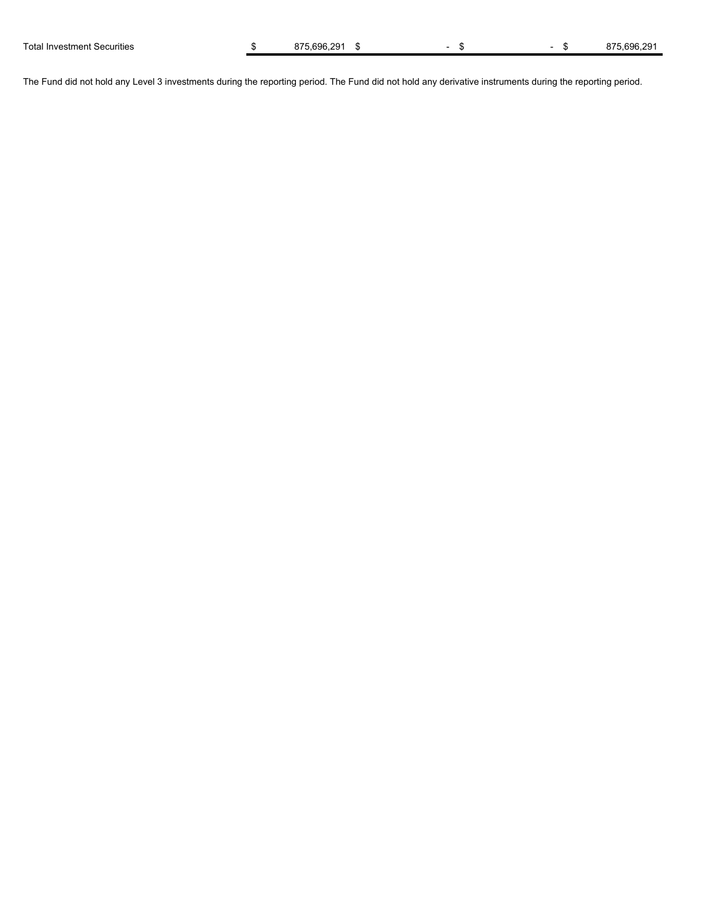| | | | | |
|---|---|---|---|---|
| Total Investment Securities | $ 875,696,291 | $ - | $ - | $ 875,696,291 |

The Fund did not hold any Level 3 investments during the reporting period. The Fund did not hold any derivative instruments during the reporting period.